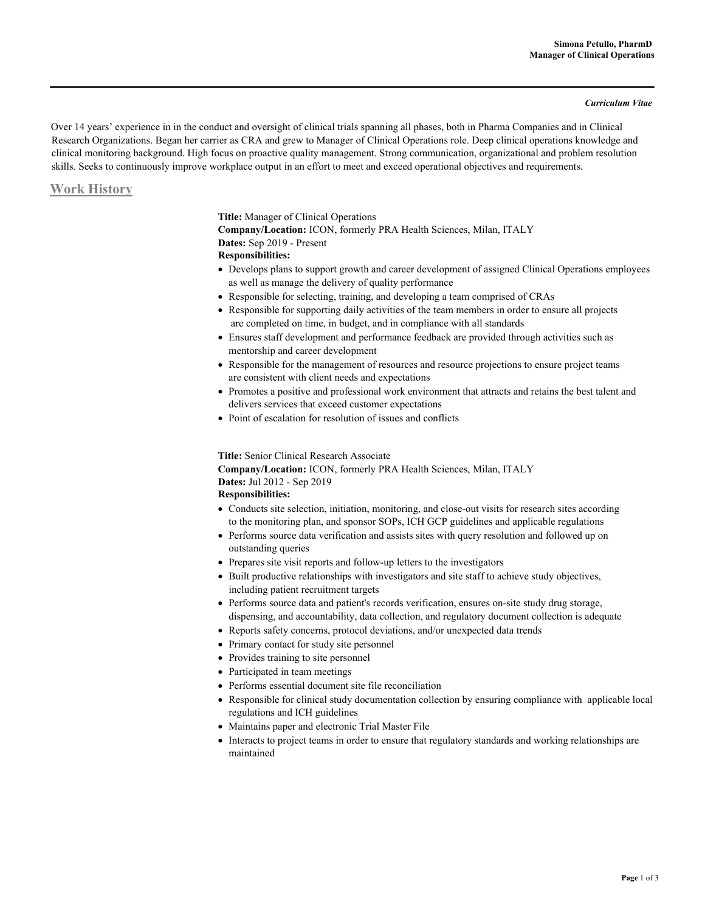**Simona Petullo, PharmD**
**Manager of Clinical Operations**

---

***Curriculum Vitae***

Over 14 years' experience in in the conduct and oversight of clinical trials spanning all phases, both in Pharma Companies and in Clinical Research Organizations. Began her carrier as CRA and grew to Manager of Clinical Operations role. Deep clinical operations knowledge and clinical monitoring background. High focus on proactive quality management. Strong communication, organizational and problem resolution skills. Seeks to continuously improve workplace output in an effort to meet and exceed operational objectives and requirements.

## Work History

**Title:** Manager of Clinical Operations
**Company/Location:** ICON, formerly PRA Health Sciences, Milan, ITALY
**Dates:** Sep 2019 - Present
**Responsibilities:**

- Develops plans to support growth and career development of assigned Clinical Operations employees as well as manage the delivery of quality performance
- Responsible for selecting, training, and developing a team comprised of CRAs
- Responsible for supporting daily activities of the team members in order to ensure all projects are completed on time, in budget, and in compliance with all standards
- Ensures staff development and performance feedback are provided through activities such as mentorship and career development
- Responsible for the management of resources and resource projections to ensure project teams are consistent with client needs and expectations
- Promotes a positive and professional work environment that attracts and retains the best talent and delivers services that exceed customer expectations
- Point of escalation for resolution of issues and conflicts

**Title:** Senior Clinical Research Associate
**Company/Location:** ICON, formerly PRA Health Sciences, Milan, ITALY
**Dates:** Jul 2012 - Sep 2019
**Responsibilities:**

- Conducts site selection, initiation, monitoring, and close-out visits for research sites according to the monitoring plan, and sponsor SOPs, ICH GCP guidelines and applicable regulations
- Performs source data verification and assists sites with query resolution and followed up on outstanding queries
- Prepares site visit reports and follow-up letters to the investigators
- Built productive relationships with investigators and site staff to achieve study objectives, including patient recruitment targets
- Performs source data and patient's records verification, ensures on-site study drug storage, dispensing, and accountability, data collection, and regulatory document collection is adequate
- Reports safety concerns, protocol deviations, and/or unexpected data trends
- Primary contact for study site personnel
- Provides training to site personnel
- Participated in team meetings
- Performs essential document site file reconciliation
- Responsible for clinical study documentation collection by ensuring compliance with applicable local regulations and ICH guidelines
- Maintains paper and electronic Trial Master File
- Interacts to project teams in order to ensure that regulatory standards and working relationships are maintained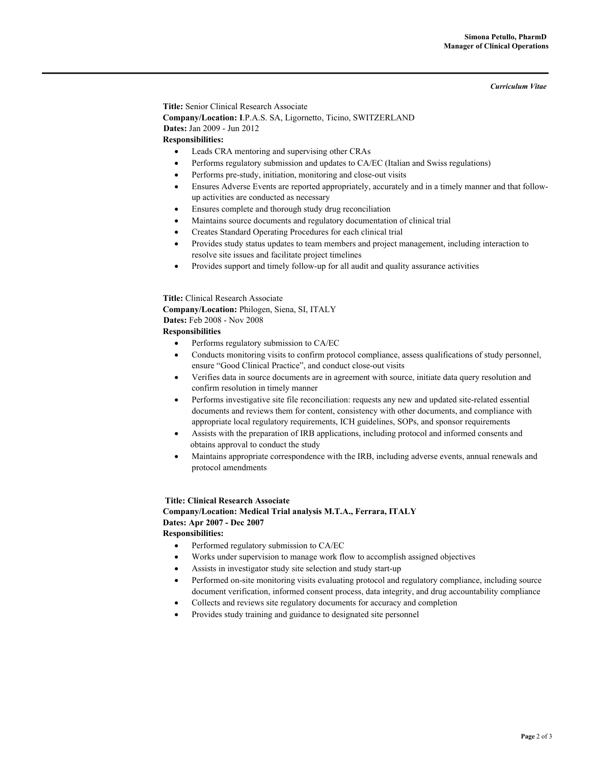**Title:** Senior Clinical Research Associate
**Company/Location:** **I**.P.A.S. SA, Ligornetto, Ticino, SWITZERLAND
**Dates:** Jan 2009 - Jun 2012
**Responsibilities:**

- Leads CRA mentoring and supervising other CRAs
- Performs regulatory submission and updates to CA/EC (Italian and Swiss regulations)
- Performs pre-study, initiation, monitoring and close-out visits
- Ensures Adverse Events are reported appropriately, accurately and in a timely manner and that follow-up activities are conducted as necessary
- Ensures complete and thorough study drug reconciliation
- Maintains source documents and regulatory documentation of clinical trial
- Creates Standard Operating Procedures for each clinical trial
- Provides study status updates to team members and project management, including interaction to resolve site issues and facilitate project timelines
- Provides support and timely follow-up for all audit and quality assurance activities

**Title:** Clinical Research Associate
**Company/Location:** Philogen, Siena, SI, ITALY
**Dates:** Feb 2008 - Nov 2008
**Responsibilities**

- Performs regulatory submission to CA/EC
- Conducts monitoring visits to confirm protocol compliance, assess qualifications of study personnel, ensure "Good Clinical Practice", and conduct close-out visits
- Verifies data in source documents are in agreement with source, initiate data query resolution and confirm resolution in timely manner
- Performs investigative site file reconciliation: requests any new and updated site-related essential documents and reviews them for content, consistency with other documents, and compliance with appropriate local regulatory requirements, ICH guidelines, SOPs, and sponsor requirements
- Assists with the preparation of IRB applications, including protocol and informed consents and obtains approval to conduct the study
- Maintains appropriate correspondence with the IRB, including adverse events, annual renewals and protocol amendments

**Title: Clinical Research Associate**
**Company/Location: Medical Trial analysis M.T.A., Ferrara, ITALY**
**Dates: Apr 2007 - Dec 2007**
**Responsibilities:**

- Performed regulatory submission to CA/EC
- Works under supervision to manage work flow to accomplish assigned objectives
- Assists in investigator study site selection and study start-up
- Performed on-site monitoring visits evaluating protocol and regulatory compliance, including source document verification, informed consent process, data integrity, and drug accountability compliance
- Collects and reviews site regulatory documents for accuracy and completion
- Provides study training and guidance to designated site personnel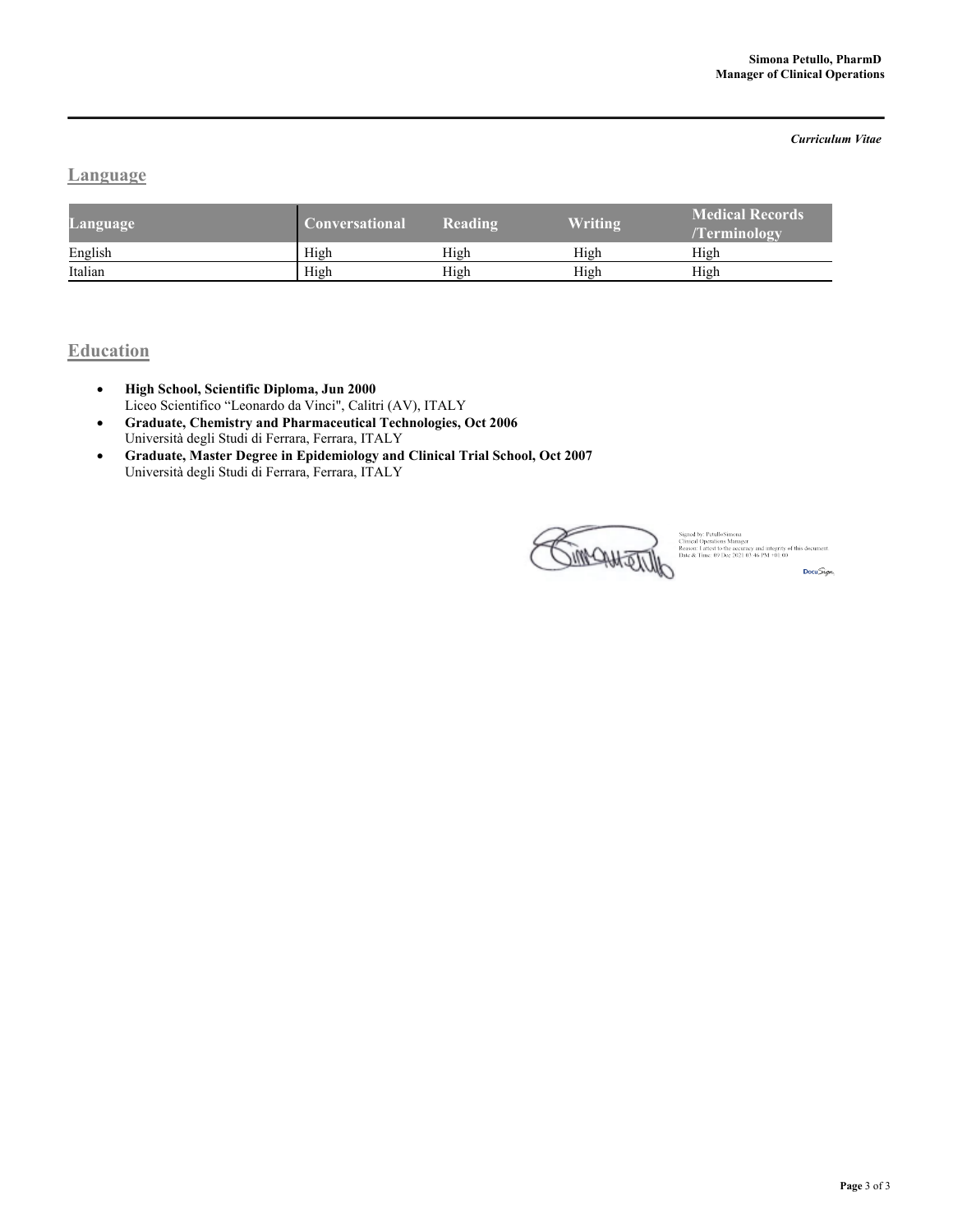## Language

| Language | Conversational | Reading | Writing | Medical Records /Terminology |
|---|---|---|---|---|
| English | High | High | High | High |
| Italian | High | High | High | High |

## Education

- **High School, Scientific Diploma, Jun 2000**
  Liceo Scientifico "Leonardo da Vinci", Calitri (AV), ITALY
- **Graduate, Chemistry and Pharmaceutical Technologies, Oct 2006**
  Università degli Studi di Ferrara, Ferrara, ITALY
- **Graduate, Master Degree in Epidemiology and Clinical Trial School, Oct 2007**
  Università degli Studi di Ferrara, Ferrara, ITALY

Signed by: PetulloSimona
Clinical Operations Manager
Reason: I attest to the accuracy and integrity of this document
Date & Time: 09 Dec 2021 03:46 PM +01:00
DocuSign